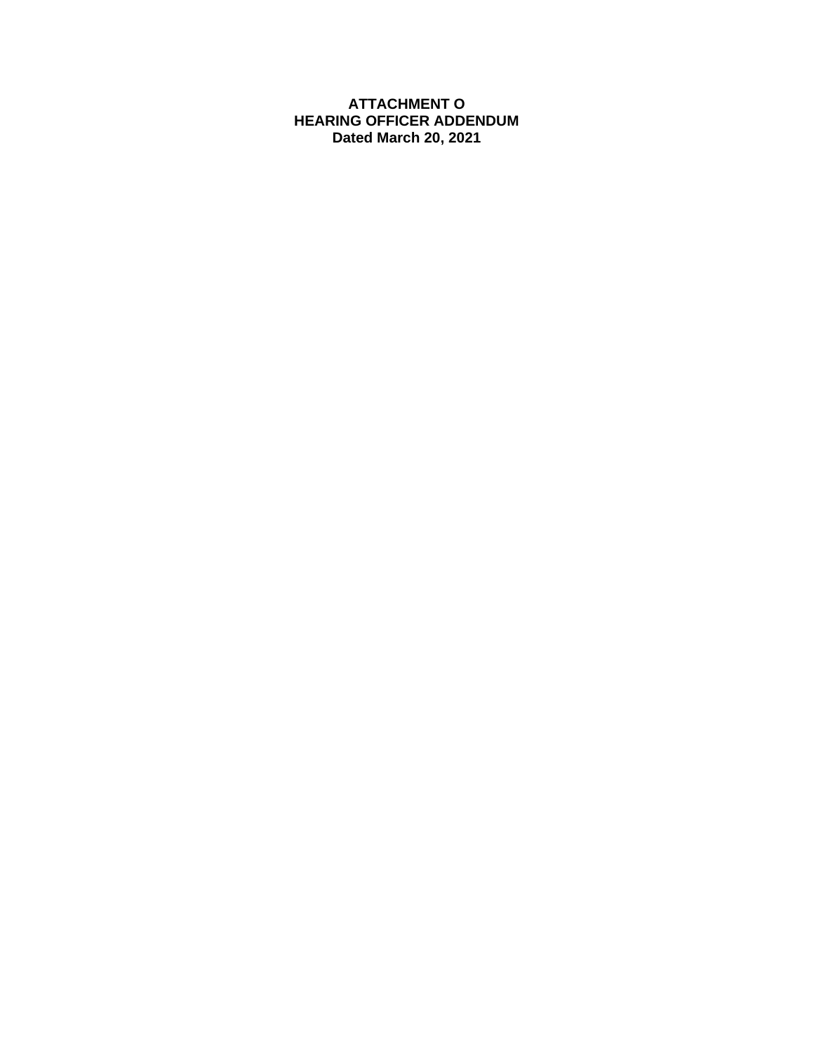# ATTACHMENT O
# HEARING OFFICER ADDENDUM
# Dated March 20, 2021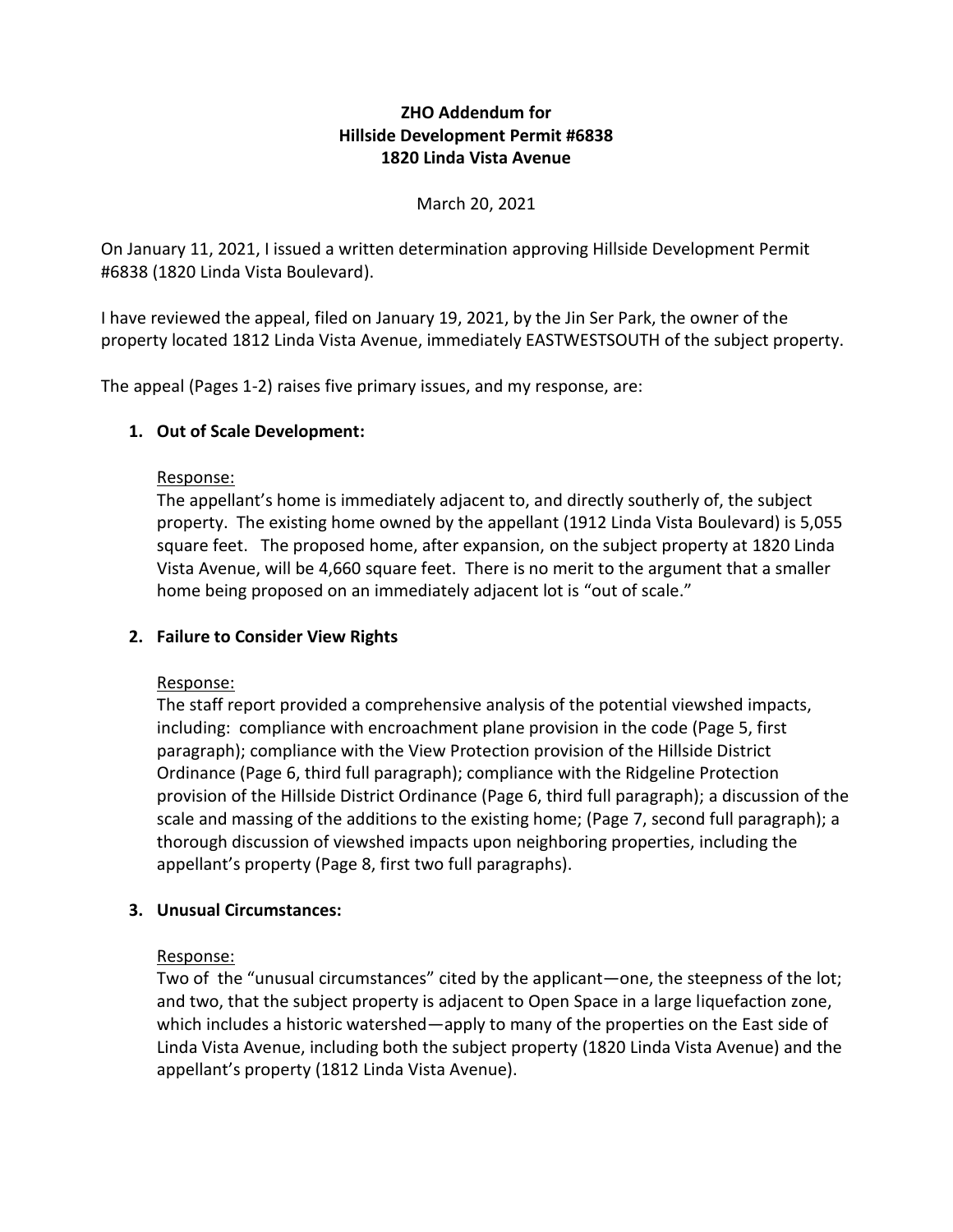**ZHO Addendum for**
**Hillside Development Permit #6838**
**1820 Linda Vista Avenue**

March 20, 2021

On January 11, 2021, I issued a written determination approving Hillside Development Permit #6838 (1820 Linda Vista Boulevard).

I have reviewed the appeal, filed on January 19, 2021, by the Jin Ser Park, the owner of the property located 1812 Linda Vista Avenue, immediately EASTWESTSOUTH of the subject property.

The appeal (Pages 1-2) raises five primary issues, and my response, are:

1. **Out of Scale Development:**

   Response:
   The appellant's home is immediately adjacent to, and directly southerly of, the subject property. The existing home owned by the appellant (1912 Linda Vista Boulevard) is 5,055 square feet. The proposed home, after expansion, on the subject property at 1820 Linda Vista Avenue, will be 4,660 square feet. There is no merit to the argument that a smaller home being proposed on an immediately adjacent lot is "out of scale."

2. **Failure to Consider View Rights**

   Response:
   The staff report provided a comprehensive analysis of the potential viewshed impacts, including: compliance with encroachment plane provision in the code (Page 5, first paragraph); compliance with the View Protection provision of the Hillside District Ordinance (Page 6, third full paragraph); compliance with the Ridgeline Protection provision of the Hillside District Ordinance (Page 6, third full paragraph); a discussion of the scale and massing of the additions to the existing home; (Page 7, second full paragraph); a thorough discussion of viewshed impacts upon neighboring properties, including the appellant's property (Page 8, first two full paragraphs).

3. **Unusual Circumstances:**

   Response:
   Two of the "unusual circumstances" cited by the applicant—one, the steepness of the lot; and two, that the subject property is adjacent to Open Space in a large liquefaction zone, which includes a historic watershed—apply to many of the properties on the East side of Linda Vista Avenue, including both the subject property (1820 Linda Vista Avenue) and the appellant's property (1812 Linda Vista Avenue).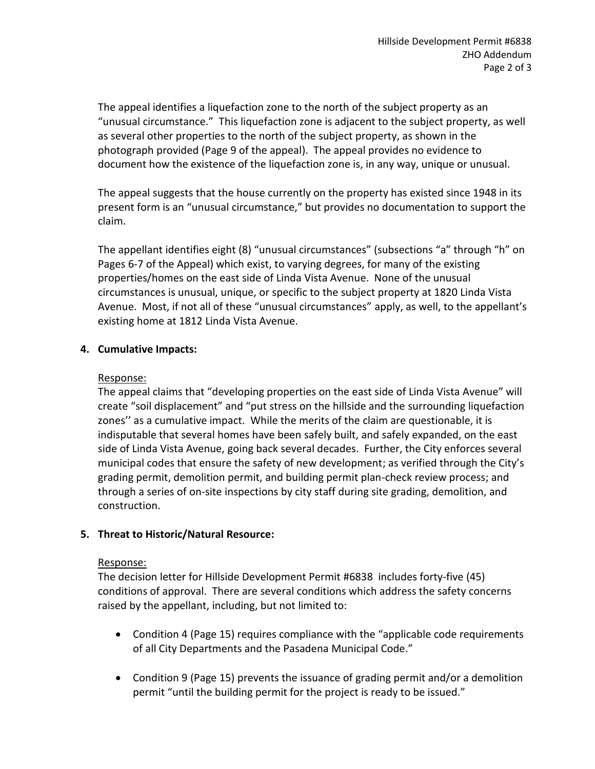The appeal identifies a liquefaction zone to the north of the subject property as an "unusual circumstance." This liquefaction zone is adjacent to the subject property, as well as several other properties to the north of the subject property, as shown in the photograph provided (Page 9 of the appeal). The appeal provides no evidence to document how the existence of the liquefaction zone is, in any way, unique or unusual.

The appeal suggests that the house currently on the property has existed since 1948 in its present form is an "unusual circumstance," but provides no documentation to support the claim.

The appellant identifies eight (8) "unusual circumstances" (subsections "a" through "h" on Pages 6-7 of the Appeal) which exist, to varying degrees, for many of the existing properties/homes on the east side of Linda Vista Avenue. None of the unusual circumstances is unusual, unique, or specific to the subject property at 1820 Linda Vista Avenue. Most, if not all of these "unusual circumstances" apply, as well, to the appellant's existing home at 1812 Linda Vista Avenue.

**4. Cumulative Impacts:**

Response:
The appeal claims that "developing properties on the east side of Linda Vista Avenue" will create "soil displacement" and "put stress on the hillside and the surrounding liquefaction zones'' as a cumulative impact. While the merits of the claim are questionable, it is indisputable that several homes have been safely built, and safely expanded, on the east side of Linda Vista Avenue, going back several decades. Further, the City enforces several municipal codes that ensure the safety of new development; as verified through the City's grading permit, demolition permit, and building permit plan-check review process; and through a series of on-site inspections by city staff during site grading, demolition, and construction.

**5. Threat to Historic/Natural Resource:**

Response:
The decision letter for Hillside Development Permit #6838 includes forty-five (45) conditions of approval. There are several conditions which address the safety concerns raised by the appellant, including, but not limited to:

- Condition 4 (Page 15) requires compliance with the "applicable code requirements of all City Departments and the Pasadena Municipal Code."
- Condition 9 (Page 15) prevents the issuance of grading permit and/or a demolition permit "until the building permit for the project is ready to be issued."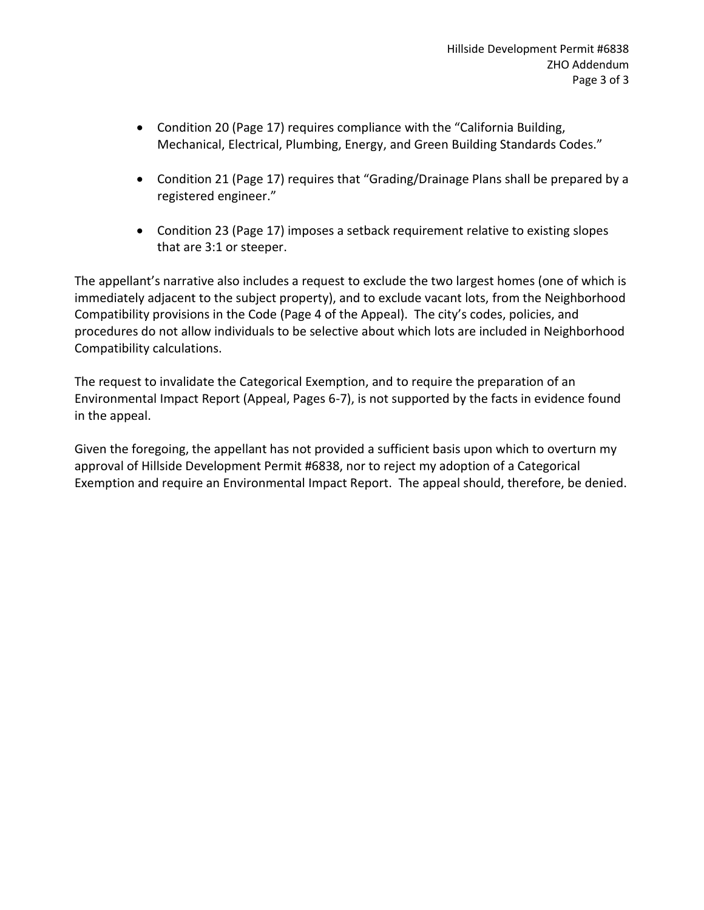- Condition 20 (Page 17) requires compliance with the "California Building, Mechanical, Electrical, Plumbing, Energy, and Green Building Standards Codes."

- Condition 21 (Page 17) requires that "Grading/Drainage Plans shall be prepared by a registered engineer."

- Condition 23 (Page 17) imposes a setback requirement relative to existing slopes that are 3:1 or steeper.

The appellant's narrative also includes a request to exclude the two largest homes (one of which is immediately adjacent to the subject property), and to exclude vacant lots, from the Neighborhood Compatibility provisions in the Code (Page 4 of the Appeal). The city's codes, policies, and procedures do not allow individuals to be selective about which lots are included in Neighborhood Compatibility calculations.

The request to invalidate the Categorical Exemption, and to require the preparation of an Environmental Impact Report (Appeal, Pages 6-7), is not supported by the facts in evidence found in the appeal.

Given the foregoing, the appellant has not provided a sufficient basis upon which to overturn my approval of Hillside Development Permit #6838, nor to reject my adoption of a Categorical Exemption and require an Environmental Impact Report. The appeal should, therefore, be denied.